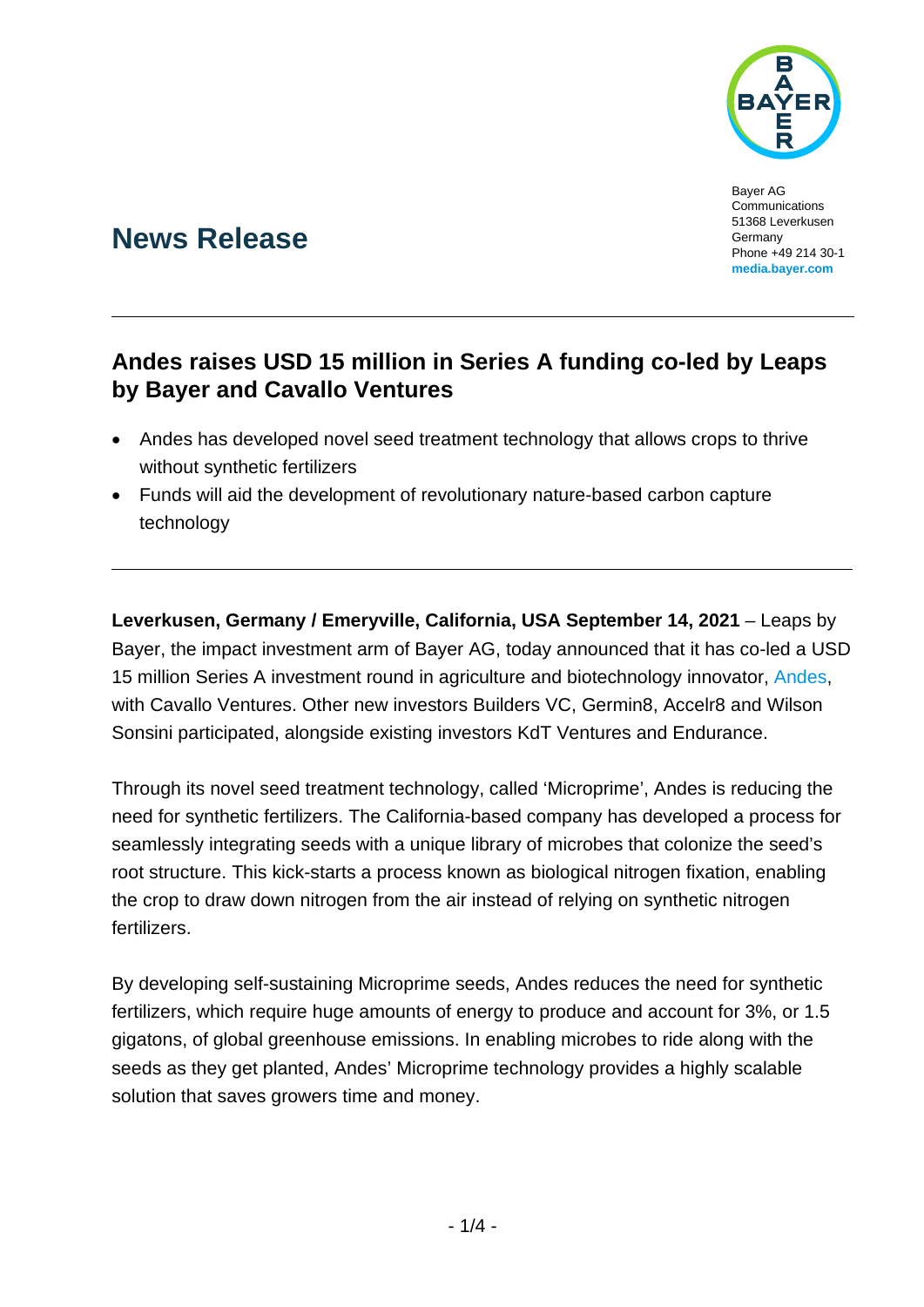Bayer AG
Communications
51368 Leverkusen
Germany
Phone +49 214 30-1
**media.bayer.com**

# News Release

## Andes raises USD 15 million in Series A funding co-led by Leaps by Bayer and Cavallo Ventures

- Andes has developed novel seed treatment technology that allows crops to thrive without synthetic fertilizers
- Funds will aid the development of revolutionary nature-based carbon capture technology

**Leverkusen, Germany / Emeryville, California, USA September 14, 2021** – Leaps by Bayer, the impact investment arm of Bayer AG, today announced that it has co-led a USD 15 million Series A investment round in agriculture and biotechnology innovator, Andes, with Cavallo Ventures. Other new investors Builders VC, Germin8, Accelr8 and Wilson Sonsini participated, alongside existing investors KdT Ventures and Endurance.

Through its novel seed treatment technology, called 'Microprime', Andes is reducing the need for synthetic fertilizers. The California-based company has developed a process for seamlessly integrating seeds with a unique library of microbes that colonize the seed's root structure. This kick-starts a process known as biological nitrogen fixation, enabling the crop to draw down nitrogen from the air instead of relying on synthetic nitrogen fertilizers.

By developing self-sustaining Microprime seeds, Andes reduces the need for synthetic fertilizers, which require huge amounts of energy to produce and account for 3%, or 1.5 gigatons, of global greenhouse emissions. In enabling microbes to ride along with the seeds as they get planted, Andes' Microprime technology provides a highly scalable solution that saves growers time and money.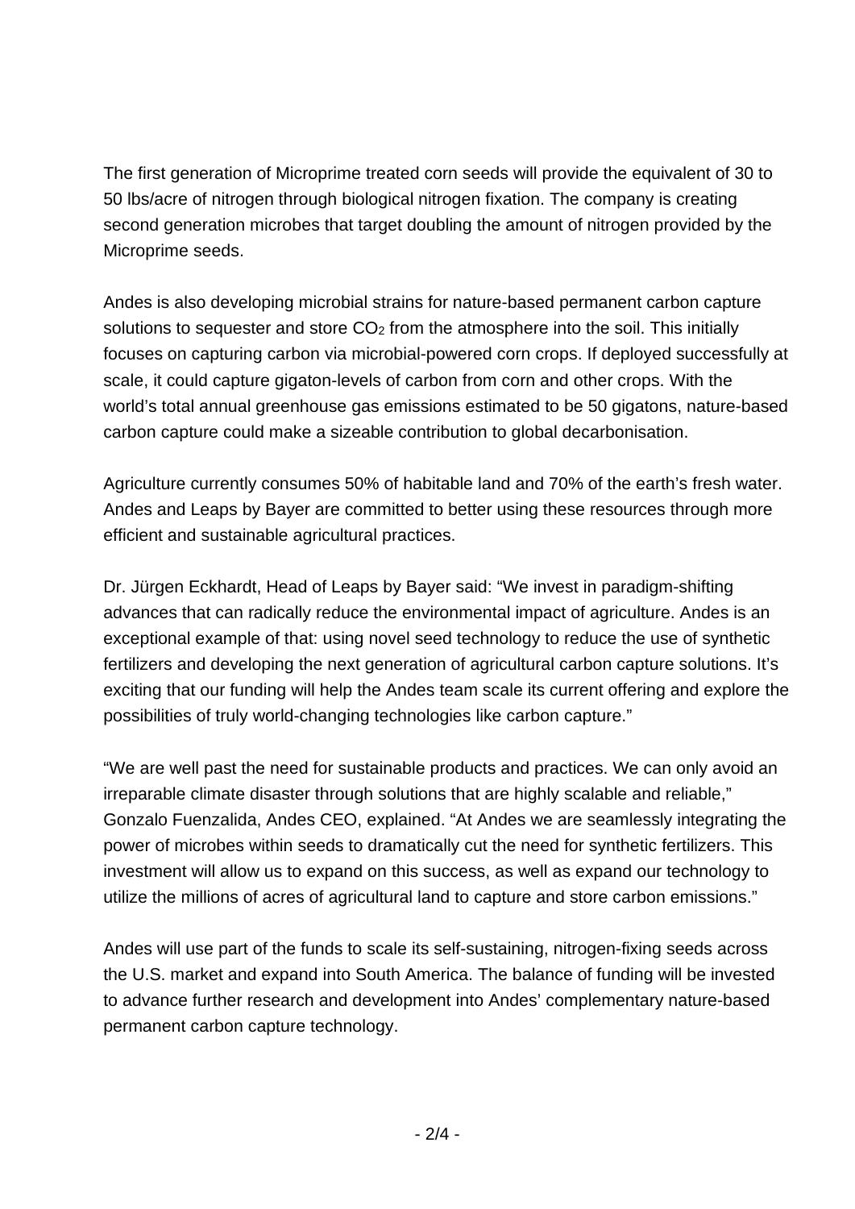The first generation of Microprime treated corn seeds will provide the equivalent of 30 to 50 lbs/acre of nitrogen through biological nitrogen fixation. The company is creating second generation microbes that target doubling the amount of nitrogen provided by the Microprime seeds.

Andes is also developing microbial strains for nature-based permanent carbon capture solutions to sequester and store $CO_2$ from the atmosphere into the soil. This initially focuses on capturing carbon via microbial-powered corn crops. If deployed successfully at scale, it could capture gigaton-levels of carbon from corn and other crops. With the world's total annual greenhouse gas emissions estimated to be 50 gigatons, nature-based carbon capture could make a sizeable contribution to global decarbonisation.

Agriculture currently consumes 50% of habitable land and 70% of the earth's fresh water. Andes and Leaps by Bayer are committed to better using these resources through more efficient and sustainable agricultural practices.

Dr. Jürgen Eckhardt, Head of Leaps by Bayer said: "We invest in paradigm-shifting advances that can radically reduce the environmental impact of agriculture. Andes is an exceptional example of that: using novel seed technology to reduce the use of synthetic fertilizers and developing the next generation of agricultural carbon capture solutions. It's exciting that our funding will help the Andes team scale its current offering and explore the possibilities of truly world-changing technologies like carbon capture."

"We are well past the need for sustainable products and practices. We can only avoid an irreparable climate disaster through solutions that are highly scalable and reliable," Gonzalo Fuenzalida, Andes CEO, explained. "At Andes we are seamlessly integrating the power of microbes within seeds to dramatically cut the need for synthetic fertilizers. This investment will allow us to expand on this success, as well as expand our technology to utilize the millions of acres of agricultural land to capture and store carbon emissions."

Andes will use part of the funds to scale its self-sustaining, nitrogen-fixing seeds across the U.S. market and expand into South America. The balance of funding will be invested to advance further research and development into Andes' complementary nature-based permanent carbon capture technology.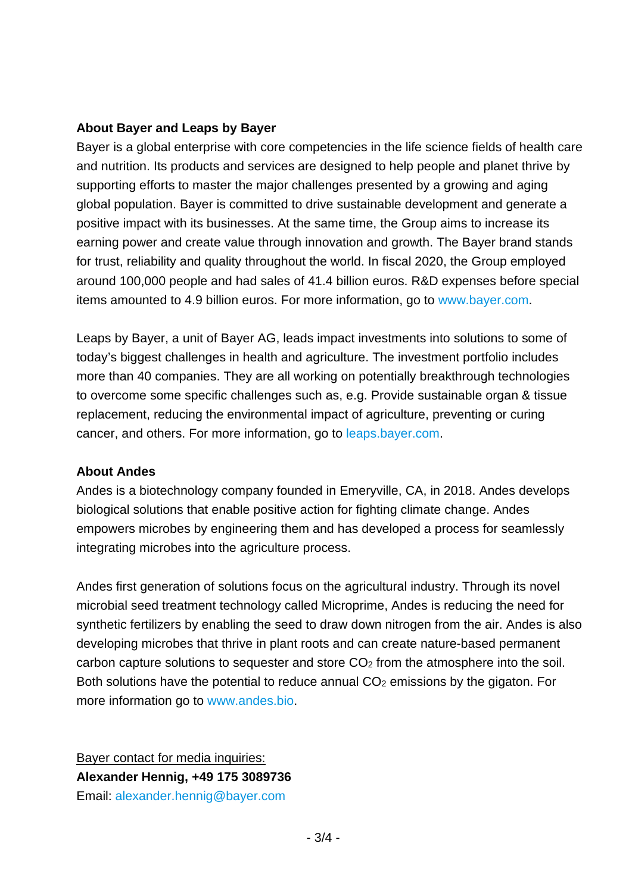**About Bayer and Leaps by Bayer**

Bayer is a global enterprise with core competencies in the life science fields of health care and nutrition. Its products and services are designed to help people and planet thrive by supporting efforts to master the major challenges presented by a growing and aging global population. Bayer is committed to drive sustainable development and generate a positive impact with its businesses. At the same time, the Group aims to increase its earning power and create value through innovation and growth. The Bayer brand stands for trust, reliability and quality throughout the world. In fiscal 2020, the Group employed around 100,000 people and had sales of 41.4 billion euros. R&D expenses before special items amounted to 4.9 billion euros. For more information, go to www.bayer.com.

Leaps by Bayer, a unit of Bayer AG, leads impact investments into solutions to some of today's biggest challenges in health and agriculture. The investment portfolio includes more than 40 companies. They are all working on potentially breakthrough technologies to overcome some specific challenges such as, e.g. Provide sustainable organ & tissue replacement, reducing the environmental impact of agriculture, preventing or curing cancer, and others. For more information, go to leaps.bayer.com.

**About Andes**

Andes is a biotechnology company founded in Emeryville, CA, in 2018. Andes develops biological solutions that enable positive action for fighting climate change. Andes empowers microbes by engineering them and has developed a process for seamlessly integrating microbes into the agriculture process.

Andes first generation of solutions focus on the agricultural industry. Through its novel microbial seed treatment technology called Microprime, Andes is reducing the need for synthetic fertilizers by enabling the seed to draw down nitrogen from the air. Andes is also developing microbes that thrive in plant roots and can create nature-based permanent carbon capture solutions to sequester and store $CO_2$ from the atmosphere into the soil. Both solutions have the potential to reduce annual $CO_2$ emissions by the gigaton. For more information go to www.andes.bio.

Bayer contact for media inquiries:
**Alexander Hennig, +49 175 3089736**
Email: alexander.hennig@bayer.com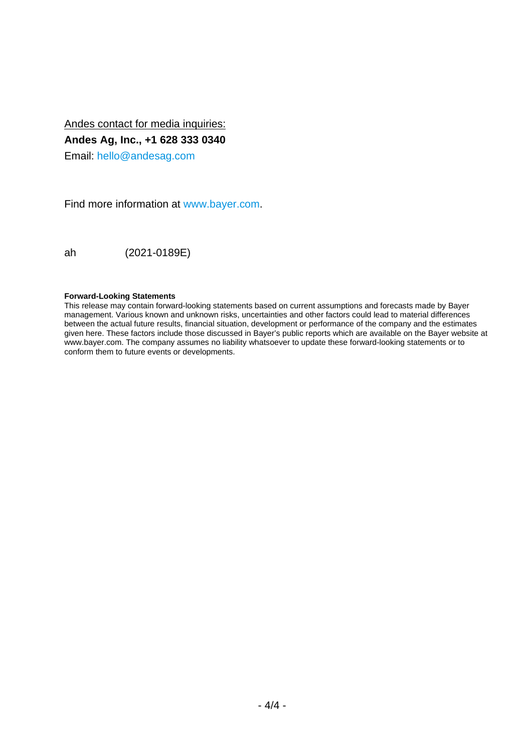Andes contact for media inquiries:

**Andes Ag, Inc., +1 628 333 0340**

Email: hello@andesag.com

Find more information at www.bayer.com.

ah (2021-0189E)

**Forward-Looking Statements**

This release may contain forward-looking statements based on current assumptions and forecasts made by Bayer management. Various known and unknown risks, uncertainties and other factors could lead to material differences between the actual future results, financial situation, development or performance of the company and the estimates given here. These factors include those discussed in Bayer's public reports which are available on the Bayer website at www.bayer.com. The company assumes no liability whatsoever to update these forward-looking statements or to conform them to future events or developments.